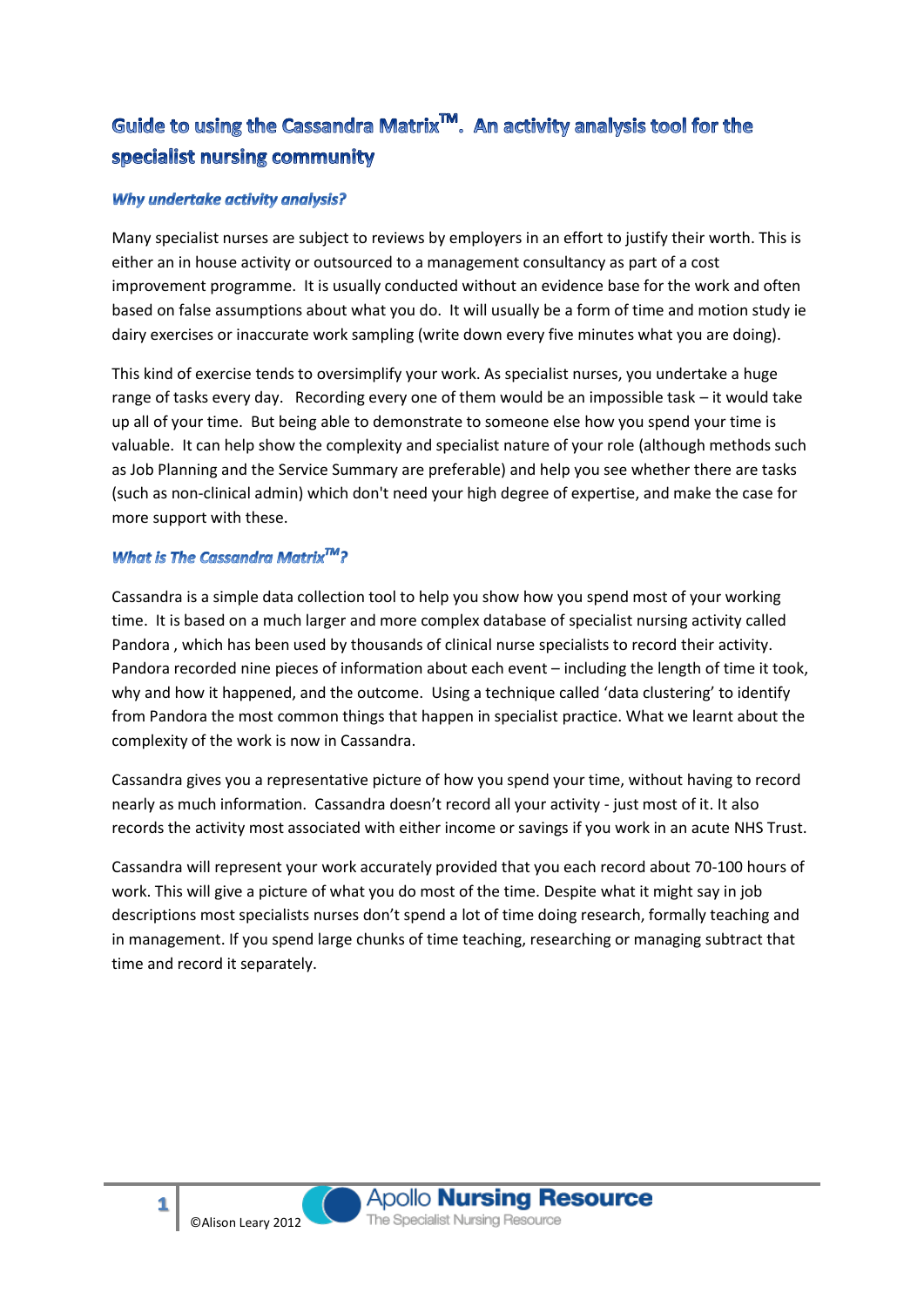# Guide to using the Cassandra Matrix™. An activity analysis tool for the specialist nursing community

### *Why undertake activity analysis?*

Many specialist nurses are subject to reviews by employers in an effort to justify their worth. This is either an in house activity or outsourced to a management consultancy as part of a cost improvement programme. It is usually conducted without an evidence base for the work and often based on false assumptions about what you do. It will usually be a form of time and motion study ie dairy exercises or inaccurate work sampling (write down every five minutes what you are doing).

This kind of exercise tends to oversimplify your work. As specialist nurses, you undertake a huge range of tasks every day. Recording every one of them would be an impossible task – it would take up all of your time. But being able to demonstrate to someone else how you spend your time is valuable. It can help show the complexity and specialist nature of your role (although methods such as Job Planning and the Service Summary are preferable) and help you see whether there are tasks (such as non-clinical admin) which don't need your high degree of expertise, and make the case for more support with these.

### *What is The Cassandra Matrix™?*

Cassandra is a simple data collection tool to help you show how you spend most of your working time. It is based on a much larger and more complex database of specialist nursing activity called Pandora , which has been used by thousands of clinical nurse specialists to record their activity. Pandora recorded nine pieces of information about each event – including the length of time it took, why and how it happened, and the outcome. Using a technique called 'data clustering' to identify from Pandora the most common things that happen in specialist practice. What we learnt about the complexity of the work is now in Cassandra.

Cassandra gives you a representative picture of how you spend your time, without having to record nearly as much information. Cassandra doesn't record all your activity - just most of it. It also records the activity most associated with either income or savings if you work in an acute NHS Trust.

Cassandra will represent your work accurately provided that you each record about 70-100 hours of work. This will give a picture of what you do most of the time. Despite what it might say in job descriptions most specialists nurses don't spend a lot of time doing research, formally teaching and in management. If you spend large chunks of time teaching, researching or managing subtract that time and record it separately.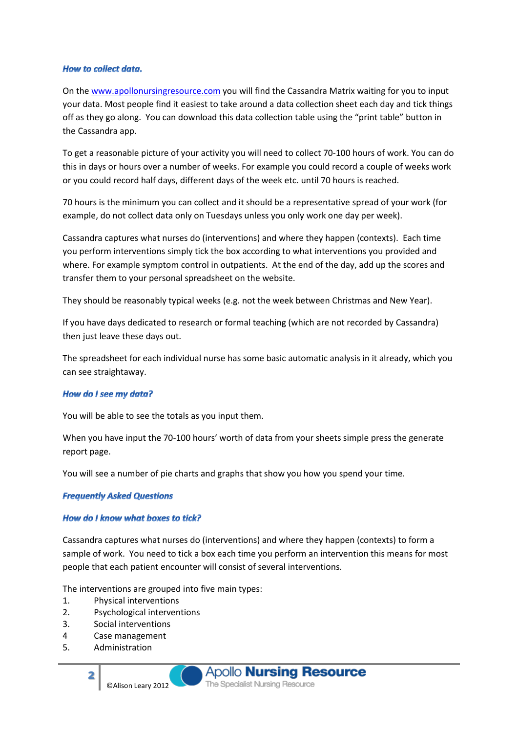### *How to collect data.*

On the [www.apollonursingresource.com](http://www.apollonursingresource.com) you will find the Cassandra Matrix waiting for you to input your data. Most people find it easiest to take around a data collection sheet each day and tick things off as they go along. You can download this data collection table using the "print table" button in the Cassandra app.

To get a reasonable picture of your activity you will need to collect 70-100 hours of work. You can do this in days or hours over a number of weeks. For example you could record a couple of weeks work or you could record half days, different days of the week etc. until 70 hours is reached.

70 hours is the minimum you can collect and it should be a representative spread of your work (for example, do not collect data only on Tuesdays unless you only work one day per week).

Cassandra captures what nurses do (interventions) and where they happen (contexts). Each time you perform interventions simply tick the box according to what interventions you provided and where. For example symptom control in outpatients. At the end of the day, add up the scores and transfer them to your personal spreadsheet on the website.

They should be reasonably typical weeks (e.g. not the week between Christmas and New Year).

If you have days dedicated to research or formal teaching (which are not recorded by Cassandra) then just leave these days out.

The spreadsheet for each individual nurse has some basic automatic analysis in it already, which you can see straightaway.

### *How do I see my data?*

You will be able to see the totals as you input them.

When you have input the 70-100 hours' worth of data from your sheets simple press the generate report page.

You will see a number of pie charts and graphs that show you how you spend your time.

### *Frequently Asked Questions*

### *How do I know what boxes to tick?*

Cassandra captures what nurses do (interventions) and where they happen (contexts) to form a sample of work. You need to tick a box each time you perform an intervention this means for most people that each patient encounter will consist of several interventions.

The interventions are grouped into five main types:

1. Physical interventions
2. Psychological interventions
3. Social interventions
4. Case management
5. Administration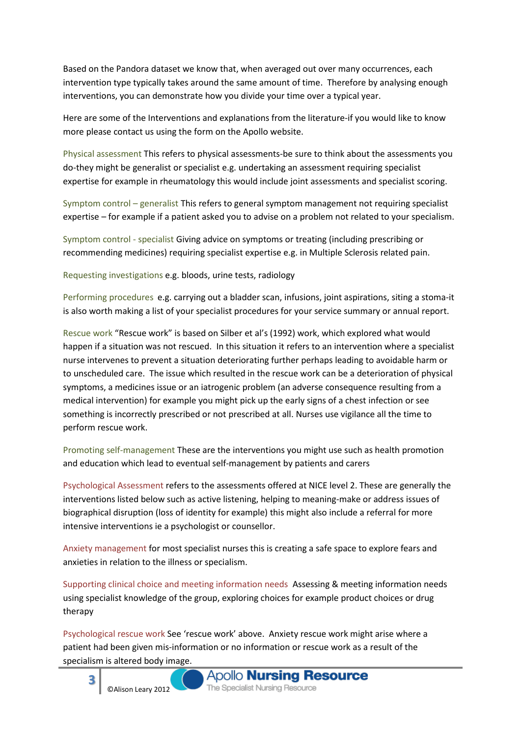Based on the Pandora dataset we know that, when averaged out over many occurrences, each intervention type typically takes around the same amount of time. Therefore by analysing enough interventions, you can demonstrate how you divide your time over a typical year.

Here are some of the Interventions and explanations from the literature-if you would like to know more please contact us using the form on the Apollo website.

Physical assessment This refers to physical assessments-be sure to think about the assessments you do-they might be generalist or specialist e.g. undertaking an assessment requiring specialist expertise for example in rheumatology this would include joint assessments and specialist scoring.

Symptom control – generalist This refers to general symptom management not requiring specialist expertise – for example if a patient asked you to advise on a problem not related to your specialism.

Symptom control - specialist Giving advice on symptoms or treating (including prescribing or recommending medicines) requiring specialist expertise e.g. in Multiple Sclerosis related pain.

Requesting investigations e.g. bloods, urine tests, radiology

Performing procedures e.g. carrying out a bladder scan, infusions, joint aspirations, siting a stoma-it is also worth making a list of your specialist procedures for your service summary or annual report.

Rescue work "Rescue work" is based on Silber et al's (1992) work, which explored what would happen if a situation was not rescued. In this situation it refers to an intervention where a specialist nurse intervenes to prevent a situation deteriorating further perhaps leading to avoidable harm or to unscheduled care. The issue which resulted in the rescue work can be a deterioration of physical symptoms, a medicines issue or an iatrogenic problem (an adverse consequence resulting from a medical intervention) for example you might pick up the early signs of a chest infection or see something is incorrectly prescribed or not prescribed at all. Nurses use vigilance all the time to perform rescue work.

Promoting self-management These are the interventions you might use such as health promotion and education which lead to eventual self-management by patients and carers

Psychological Assessment refers to the assessments offered at NICE level 2. These are generally the interventions listed below such as active listening, helping to meaning-make or address issues of biographical disruption (loss of identity for example) this might also include a referral for more intensive interventions ie a psychologist or counsellor.

Anxiety management for most specialist nurses this is creating a safe space to explore fears and anxieties in relation to the illness or specialism.

Supporting clinical choice and meeting information needs Assessing & meeting information needs using specialist knowledge of the group, exploring choices for example product choices or drug therapy

Psychological rescue work See 'rescue work' above. Anxiety rescue work might arise where a patient had been given mis-information or no information or rescue work as a result of the specialism is altered body image.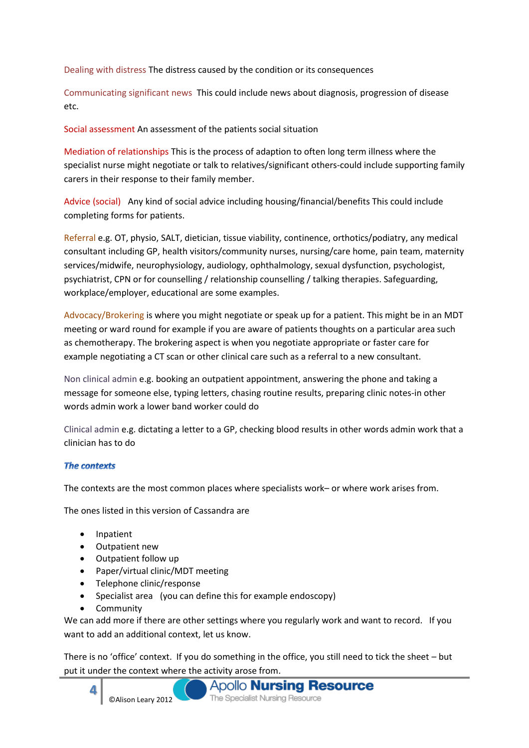Dealing with distress The distress caused by the condition or its consequences

Communicating significant news This could include news about diagnosis, progression of disease etc.

Social assessment An assessment of the patients social situation

Mediation of relationships This is the process of adaption to often long term illness where the specialist nurse might negotiate or talk to relatives/significant others-could include supporting family carers in their response to their family member.

Advice (social) Any kind of social advice including housing/financial/benefits This could include completing forms for patients.

Referral e.g. OT, physio, SALT, dietician, tissue viability, continence, orthotics/podiatry, any medical consultant including GP, health visitors/community nurses, nursing/care home, pain team, maternity services/midwife, neurophysiology, audiology, ophthalmology, sexual dysfunction, psychologist, psychiatrist, CPN or for counselling / relationship counselling / talking therapies. Safeguarding, workplace/employer, educational are some examples.

Advocacy/Brokering is where you might negotiate or speak up for a patient. This might be in an MDT meeting or ward round for example if you are aware of patients thoughts on a particular area such as chemotherapy. The brokering aspect is when you negotiate appropriate or faster care for example negotiating a CT scan or other clinical care such as a referral to a new consultant.

Non clinical admin e.g. booking an outpatient appointment, answering the phone and taking a message for someone else, typing letters, chasing routine results, preparing clinic notes-in other words admin work a lower band worker could do

Clinical admin e.g. dictating a letter to a GP, checking blood results in other words admin work that a clinician has to do

### *The contexts*

The contexts are the most common places where specialists work– or where work arises from.

The ones listed in this version of Cassandra are

- Inpatient
- Outpatient new
- Outpatient follow up
- Paper/virtual clinic/MDT meeting
- Telephone clinic/response
- Specialist area (you can define this for example endoscopy)
- Community

We can add more if there are other settings where you regularly work and want to record. If you want to add an additional context, let us know.

There is no 'office' context. If you do something in the office, you still need to tick the sheet – but put it under the context where the activity arose from.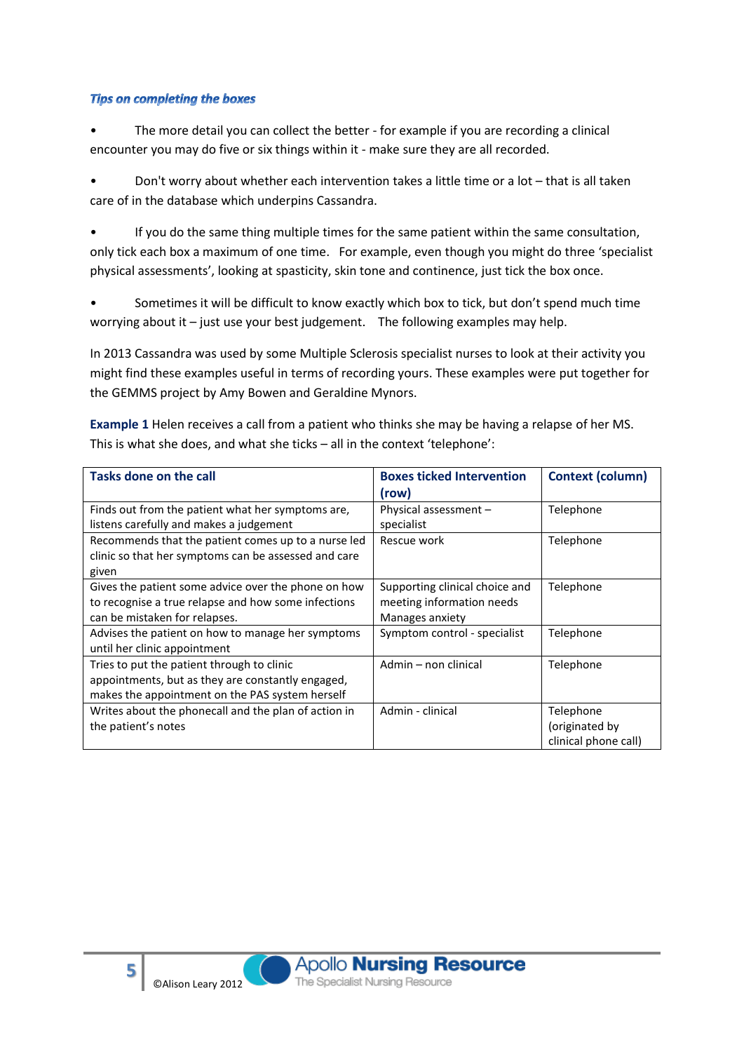### *Tips on completing the boxes*

- The more detail you can collect the better - for example if you are recording a clinical encounter you may do five or six things within it - make sure they are all recorded.

- Don't worry about whether each intervention takes a little time or a lot – that is all taken care of in the database which underpins Cassandra.

- If you do the same thing multiple times for the same patient within the same consultation, only tick each box a maximum of one time. For example, even though you might do three 'specialist physical assessments', looking at spasticity, skin tone and continence, just tick the box once.

- Sometimes it will be difficult to know exactly which box to tick, but don't spend much time worrying about it – just use your best judgement. The following examples may help.

In 2013 Cassandra was used by some Multiple Sclerosis specialist nurses to look at their activity you might find these examples useful in terms of recording yours. These examples were put together for the GEMMS project by Amy Bowen and Geraldine Mynors.

**Example 1** Helen receives a call from a patient who thinks she may be having a relapse of her MS. This is what she does, and what she ticks – all in the context 'telephone':

| Tasks done on the call | Boxes ticked Intervention (row) | Context (column) |
|---|---|---|
| Finds out from the patient what her symptoms are, listens carefully and makes a judgement | Physical assessment – specialist | Telephone |
| Recommends that the patient comes up to a nurse led clinic so that her symptoms can be assessed and care given | Rescue work | Telephone |
| Gives the patient some advice over the phone on how to recognise a true relapse and how some infections can be mistaken for relapses. | Supporting clinical choice and meeting information needs<br>Manages anxiety | Telephone |
| Advises the patient on how to manage her symptoms until her clinic appointment | Symptom control - specialist | Telephone |
| Tries to put the patient through to clinic appointments, but as they are constantly engaged, makes the appointment on the PAS system herself | Admin – non clinical | Telephone |
| Writes about the phonecall and the plan of action in the patient's notes | Admin - clinical | Telephone (originated by clinical phone call) |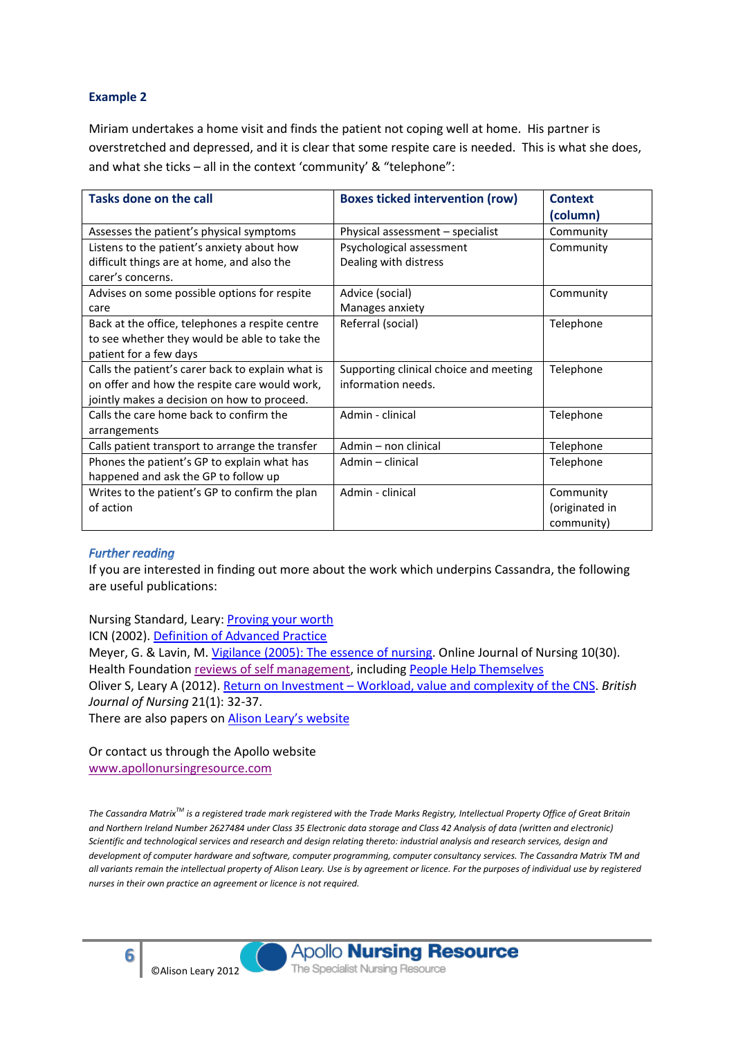### Example 2

Miriam undertakes a home visit and finds the patient not coping well at home. His partner is overstretched and depressed, and it is clear that some respite care is needed. This is what she does, and what she ticks – all in the context 'community' & "telephone":

| Tasks done on the call | Boxes ticked intervention (row) | Context (column) |
|---|---|---|
| Assesses the patient's physical symptoms | Physical assessment – specialist | Community |
| Listens to the patient's anxiety about how difficult things are at home, and also the carer's concerns. | Psychological assessment<br>Dealing with distress | Community |
| Advises on some possible options for respite care | Advice (social)<br>Manages anxiety | Community |
| Back at the office, telephones a respite centre to see whether they would be able to take the patient for a few days | Referral (social) | Telephone |
| Calls the patient's carer back to explain what is on offer and how the respite care would work, jointly makes a decision on how to proceed. | Supporting clinical choice and meeting information needs. | Telephone |
| Calls the care home back to confirm the arrangements | Admin - clinical | Telephone |
| Calls patient transport to arrange the transfer | Admin – non clinical | Telephone |
| Phones the patient's GP to explain what has happened and ask the GP to follow up | Admin – clinical | Telephone |
| Writes to the patient's GP to confirm the plan of action | Admin - clinical | Community (originated in community) |

***Further reading***

If you are interested in finding out more about the work which underpins Cassandra, the following are useful publications:

Nursing Standard, Leary: Proving your worth
ICN (2002). Definition of Advanced Practice
Meyer, G. & Lavin, M. Vigilance (2005): The essence of nursing. Online Journal of Nursing 10(30).
Health Foundation reviews of self management, including People Help Themselves
Oliver S, Leary A (2012). Return on Investment – Workload, value and complexity of the CNS. *British Journal of Nursing* 21(1): 32-37.
There are also papers on Alison Leary's website

Or contact us through the Apollo website
www.apollonursingresource.com

*The Cassandra Matrix™ is a registered trade mark registered with the Trade Marks Registry, Intellectual Property Office of Great Britain and Northern Ireland Number 2627484 under Class 35 Electronic data storage and Class 42 Analysis of data (written and electronic) Scientific and technological services and research and design relating thereto: industrial analysis and research services, design and development of computer hardware and software, computer programming, computer consultancy services. The Cassandra Matrix TM and all variants remain the intellectual property of Alison Leary. Use is by agreement or licence. For the purposes of individual use by registered nurses in their own practice an agreement or licence is not required.*

©Alison Leary 2012

Apollo Nursing Resource
The Specialist Nursing Resource